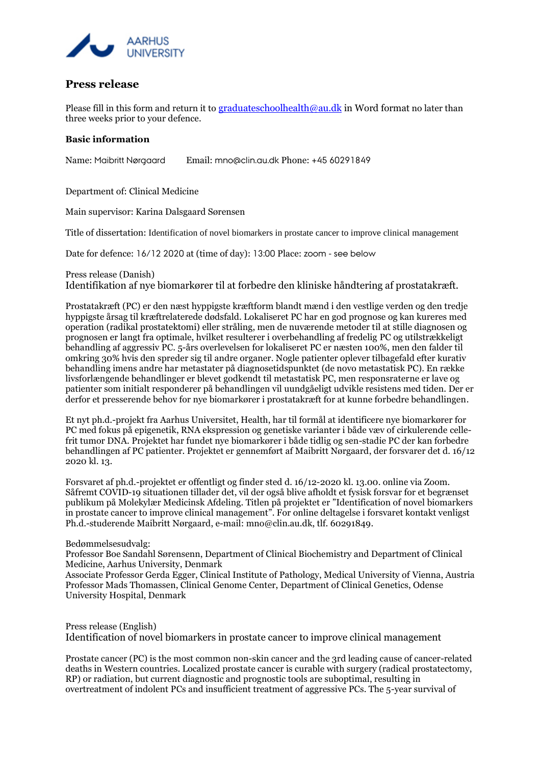AARHUS UNIVERSITY

# Press release

Please fill in this form and return it to graduateschoolhealth@au.dk in Word format no later than three weeks prior to your defence.

### Basic information

Name: Maibritt Nørgaard  Email: mno@clin.au.dk Phone: +45 60291849

Department of: Clinical Medicine

Main supervisor: Karina Dalsgaard Sørensen

Title of dissertation: Identification of novel biomarkers in prostate cancer to improve clinical management

Date for defence: 16/12 2020 at (time of day): 13:00 Place: zoom - see below

Press release (Danish)

Identifikation af nye biomarkører til at forbedre den kliniske håndtering af prostatakræft.

Prostatakræft (PC) er den næst hyppigste kræftform blandt mænd i den vestlige verden og den tredje hyppigste årsag til kræftrelaterede dødsfald. Lokaliseret PC har en god prognose og kan kureres med operation (radikal prostatektomi) eller stråling, men de nuværende metoder til at stille diagnosen og prognosen er langt fra optimale, hvilket resulterer i overbehandling af fredelig PC og utilstrækkeligt behandling af aggressiv PC. 5-års overlevelsen for lokaliseret PC er næsten 100%, men den falder til omkring 30% hvis den spreder sig til andre organer. Nogle patienter oplever tilbagefald efter kurativ behandling imens andre har metastater på diagnosetidspunktet (de novo metastatisk PC). En række livsforlængende behandlinger er blevet godkendt til metastatisk PC, men responsraterne er lave og patienter som initialt responderer på behandlingen vil uundgåeligt udvikle resistens med tiden. Der er derfor et presserende behov for nye biomarkører i prostatakræft for at kunne forbedre behandlingen.

Et nyt ph.d.-projekt fra Aarhus Universitet, Health, har til formål at identificere nye biomarkører for PC med fokus på epigenetik, RNA ekspression og genetiske varianter i både væv of cirkulerende celle-frit tumor DNA. Projektet har fundet nye biomarkører i både tidlig og sen-stadie PC der kan forbedre behandlingen af PC patienter. Projektet er gennemført af Maibritt Nørgaard, der forsvarer det d. 16/12 2020 kl. 13.

Forsvaret af ph.d.-projektet er offentligt og finder sted d. 16/12-2020 kl. 13.00. online via Zoom. Såfremt COVID-19 situationen tillader det, vil der også blive afholdt et fysisk forsvar for et begrænset publikum på Molekylær Medicinsk Afdeling. Titlen på projektet er "Identification of novel biomarkers in prostate cancer to improve clinical management". For online deltagelse i forsvaret kontakt venligst Ph.d.-studerende Maibritt Nørgaard, e-mail: mno@clin.au.dk, tlf. 60291849.

Bedømmelsesudvalg:
Professor Boe Sandahl Sørensenn, Department of Clinical Biochemistry and Department of Clinical Medicine, Aarhus University, Denmark
Associate Professor Gerda Egger, Clinical Institute of Pathology, Medical University of Vienna, Austria
Professor Mads Thomassen, Clinical Genome Center, Department of Clinical Genetics, Odense University Hospital, Denmark

Press release (English)

Identification of novel biomarkers in prostate cancer to improve clinical management

Prostate cancer (PC) is the most common non-skin cancer and the 3rd leading cause of cancer-related deaths in Western countries. Localized prostate cancer is curable with surgery (radical prostatectomy, RP) or radiation, but current diagnostic and prognostic tools are suboptimal, resulting in overtreatment of indolent PCs and insufficient treatment of aggressive PCs. The 5-year survival of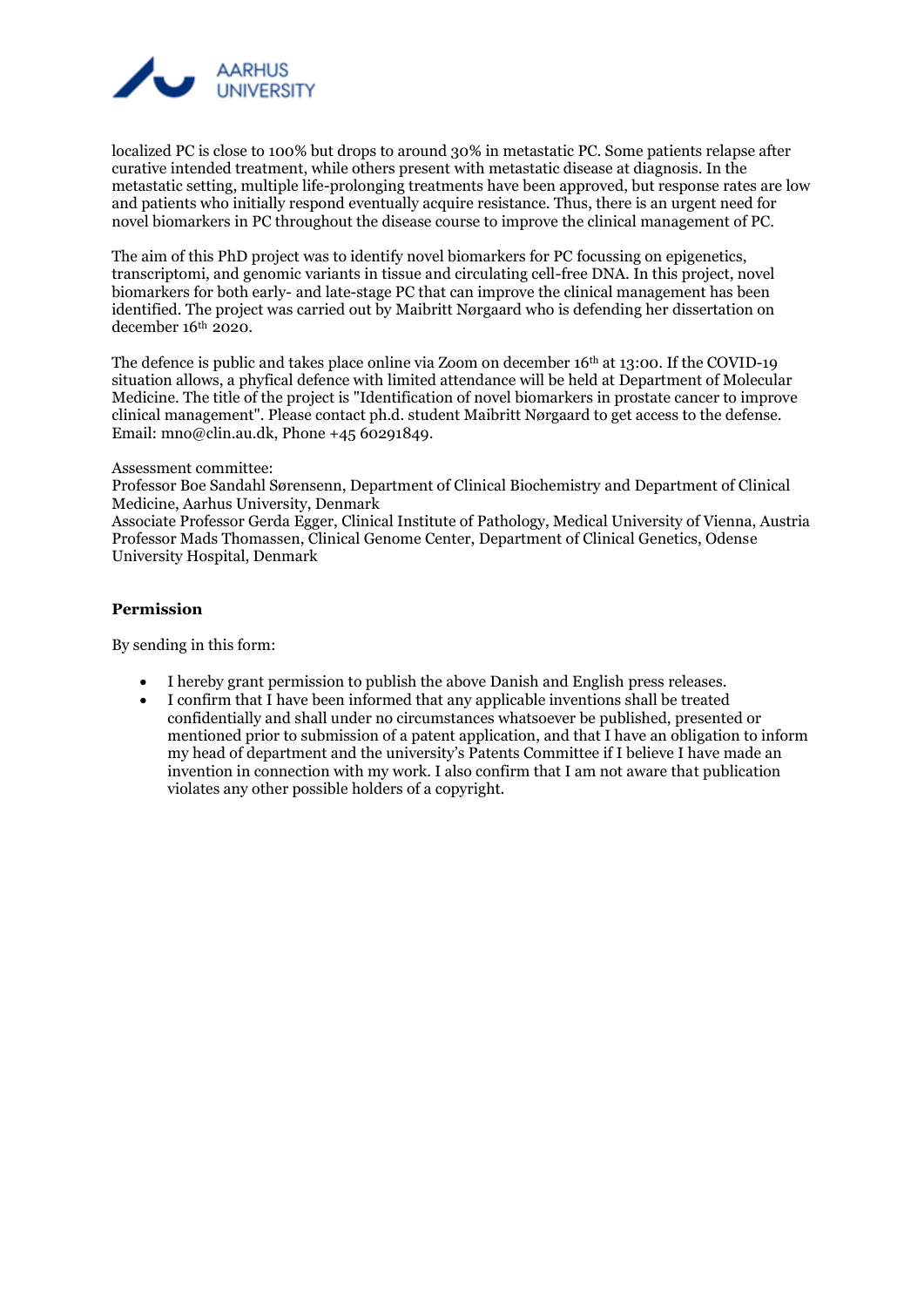localized PC is close to 100% but drops to around 30% in metastatic PC. Some patients relapse after curative intended treatment, while others present with metastatic disease at diagnosis. In the metastatic setting, multiple life-prolonging treatments have been approved, but response rates are low and patients who initially respond eventually acquire resistance. Thus, there is an urgent need for novel biomarkers in PC throughout the disease course to improve the clinical management of PC.

The aim of this PhD project was to identify novel biomarkers for PC focussing on epigenetics, transcriptomi, and genomic variants in tissue and circulating cell-free DNA. In this project, novel biomarkers for both early- and late-stage PC that can improve the clinical management has been identified. The project was carried out by Maibritt Nørgaard who is defending her dissertation on december 16th 2020.

The defence is public and takes place online via Zoom on december 16th at 13:00. If the COVID-19 situation allows, a phyfical defence with limited attendance will be held at Department of Molecular Medicine. The title of the project is "Identification of novel biomarkers in prostate cancer to improve clinical management". Please contact ph.d. student Maibritt Nørgaard to get access to the defense. Email: mno@clin.au.dk, Phone +45 60291849.

Assessment committee:
Professor Boe Sandahl Sørensenn, Department of Clinical Biochemistry and Department of Clinical Medicine, Aarhus University, Denmark
Associate Professor Gerda Egger, Clinical Institute of Pathology, Medical University of Vienna, Austria
Professor Mads Thomassen, Clinical Genome Center, Department of Clinical Genetics, Odense University Hospital, Denmark

**Permission**

By sending in this form:

- I hereby grant permission to publish the above Danish and English press releases.
- I confirm that I have been informed that any applicable inventions shall be treated confidentially and shall under no circumstances whatsoever be published, presented or mentioned prior to submission of a patent application, and that I have an obligation to inform my head of department and the university's Patents Committee if I believe I have made an invention in connection with my work. I also confirm that I am not aware that publication violates any other possible holders of a copyright.